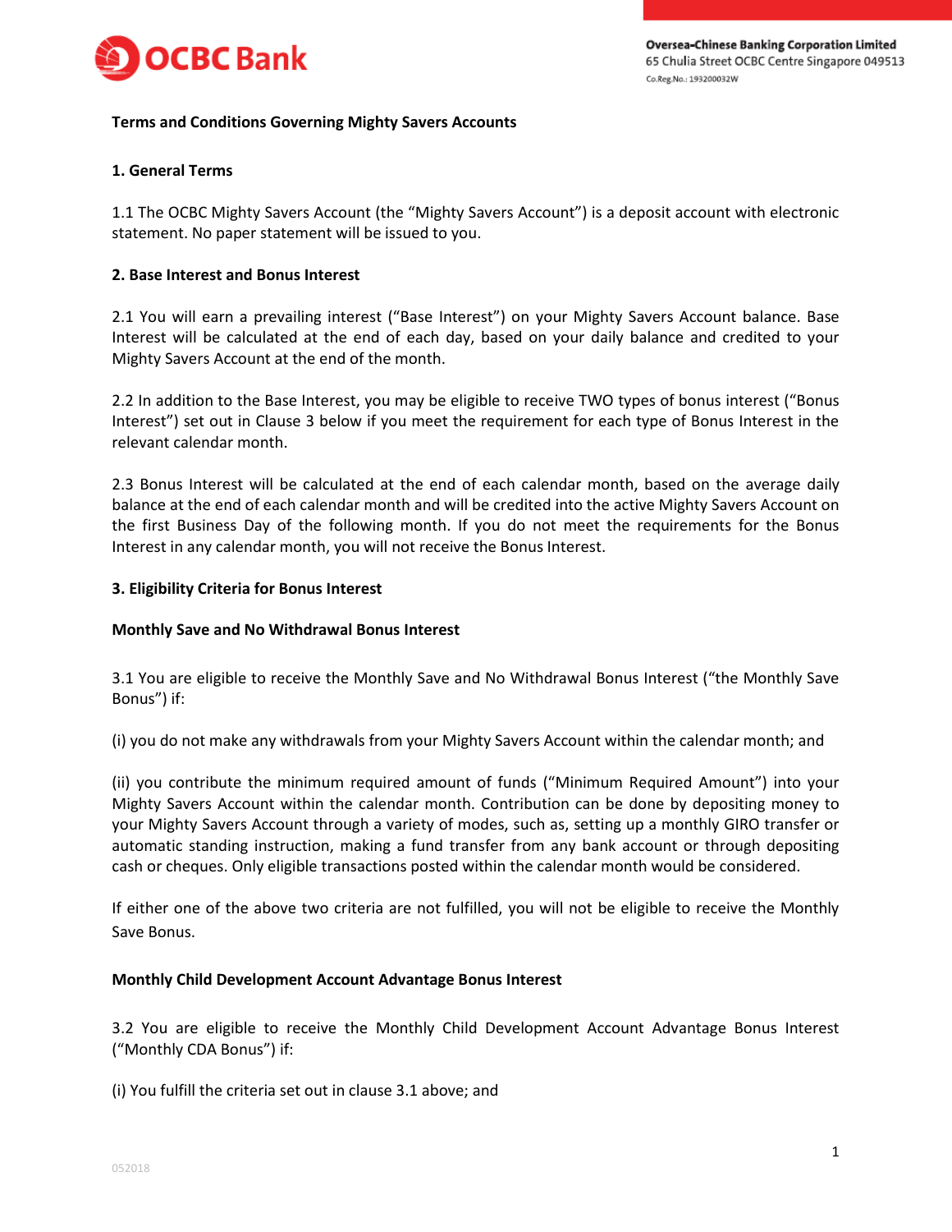**Oversea-Chinese Banking Corporation Limited**
65 Chulia Street OCBC Centre Singapore 049513
Co.Reg.No.: 193200032W

# Terms and Conditions Governing Mighty Savers Accounts

## 1. General Terms

1.1 The OCBC Mighty Savers Account (the "Mighty Savers Account") is a deposit account with electronic statement. No paper statement will be issued to you.

## 2. Base Interest and Bonus Interest

2.1 You will earn a prevailing interest ("Base Interest") on your Mighty Savers Account balance. Base Interest will be calculated at the end of each day, based on your daily balance and credited to your Mighty Savers Account at the end of the month.

2.2 In addition to the Base Interest, you may be eligible to receive TWO types of bonus interest ("Bonus Interest") set out in Clause 3 below if you meet the requirement for each type of Bonus Interest in the relevant calendar month.

2.3 Bonus Interest will be calculated at the end of each calendar month, based on the average daily balance at the end of each calendar month and will be credited into the active Mighty Savers Account on the first Business Day of the following month. If you do not meet the requirements for the Bonus Interest in any calendar month, you will not receive the Bonus Interest.

## 3. Eligibility Criteria for Bonus Interest

### Monthly Save and No Withdrawal Bonus Interest

3.1 You are eligible to receive the Monthly Save and No Withdrawal Bonus Interest ("the Monthly Save Bonus") if:

(i) you do not make any withdrawals from your Mighty Savers Account within the calendar month; and

(ii) you contribute the minimum required amount of funds ("Minimum Required Amount") into your Mighty Savers Account within the calendar month. Contribution can be done by depositing money to your Mighty Savers Account through a variety of modes, such as, setting up a monthly GIRO transfer or automatic standing instruction, making a fund transfer from any bank account or through depositing cash or cheques. Only eligible transactions posted within the calendar month would be considered.

If either one of the above two criteria are not fulfilled, you will not be eligible to receive the Monthly Save Bonus.

### Monthly Child Development Account Advantage Bonus Interest

3.2 You are eligible to receive the Monthly Child Development Account Advantage Bonus Interest ("Monthly CDA Bonus") if:

(i) You fulfill the criteria set out in clause 3.1 above; and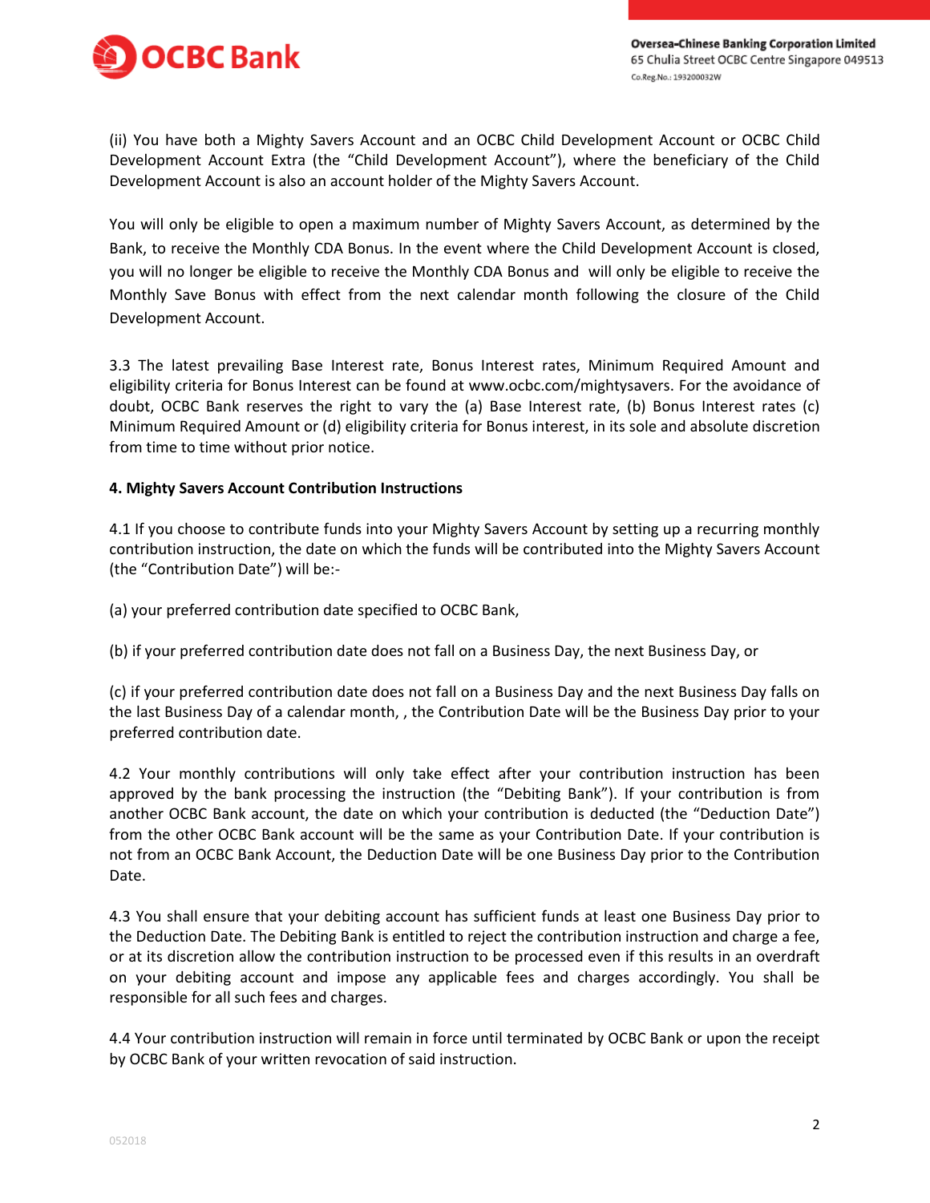(ii) You have both a Mighty Savers Account and an OCBC Child Development Account or OCBC Child Development Account Extra (the "Child Development Account"), where the beneficiary of the Child Development Account is also an account holder of the Mighty Savers Account.

You will only be eligible to open a maximum number of Mighty Savers Account, as determined by the Bank, to receive the Monthly CDA Bonus. In the event where the Child Development Account is closed, you will no longer be eligible to receive the Monthly CDA Bonus and will only be eligible to receive the Monthly Save Bonus with effect from the next calendar month following the closure of the Child Development Account.

3.3 The latest prevailing Base Interest rate, Bonus Interest rates, Minimum Required Amount and eligibility criteria for Bonus Interest can be found at www.ocbc.com/mightysavers. For the avoidance of doubt, OCBC Bank reserves the right to vary the (a) Base Interest rate, (b) Bonus Interest rates (c) Minimum Required Amount or (d) eligibility criteria for Bonus interest, in its sole and absolute discretion from time to time without prior notice.

**4. Mighty Savers Account Contribution Instructions**

4.1 If you choose to contribute funds into your Mighty Savers Account by setting up a recurring monthly contribution instruction, the date on which the funds will be contributed into the Mighty Savers Account (the "Contribution Date") will be:-

(a) your preferred contribution date specified to OCBC Bank,

(b) if your preferred contribution date does not fall on a Business Day, the next Business Day, or

(c) if your preferred contribution date does not fall on a Business Day and the next Business Day falls on the last Business Day of a calendar month, , the Contribution Date will be the Business Day prior to your preferred contribution date.

4.2 Your monthly contributions will only take effect after your contribution instruction has been approved by the bank processing the instruction (the "Debiting Bank"). If your contribution is from another OCBC Bank account, the date on which your contribution is deducted (the "Deduction Date") from the other OCBC Bank account will be the same as your Contribution Date. If your contribution is not from an OCBC Bank Account, the Deduction Date will be one Business Day prior to the Contribution Date.

4.3 You shall ensure that your debiting account has sufficient funds at least one Business Day prior to the Deduction Date. The Debiting Bank is entitled to reject the contribution instruction and charge a fee, or at its discretion allow the contribution instruction to be processed even if this results in an overdraft on your debiting account and impose any applicable fees and charges accordingly. You shall be responsible for all such fees and charges.

4.4 Your contribution instruction will remain in force until terminated by OCBC Bank or upon the receipt by OCBC Bank of your written revocation of said instruction.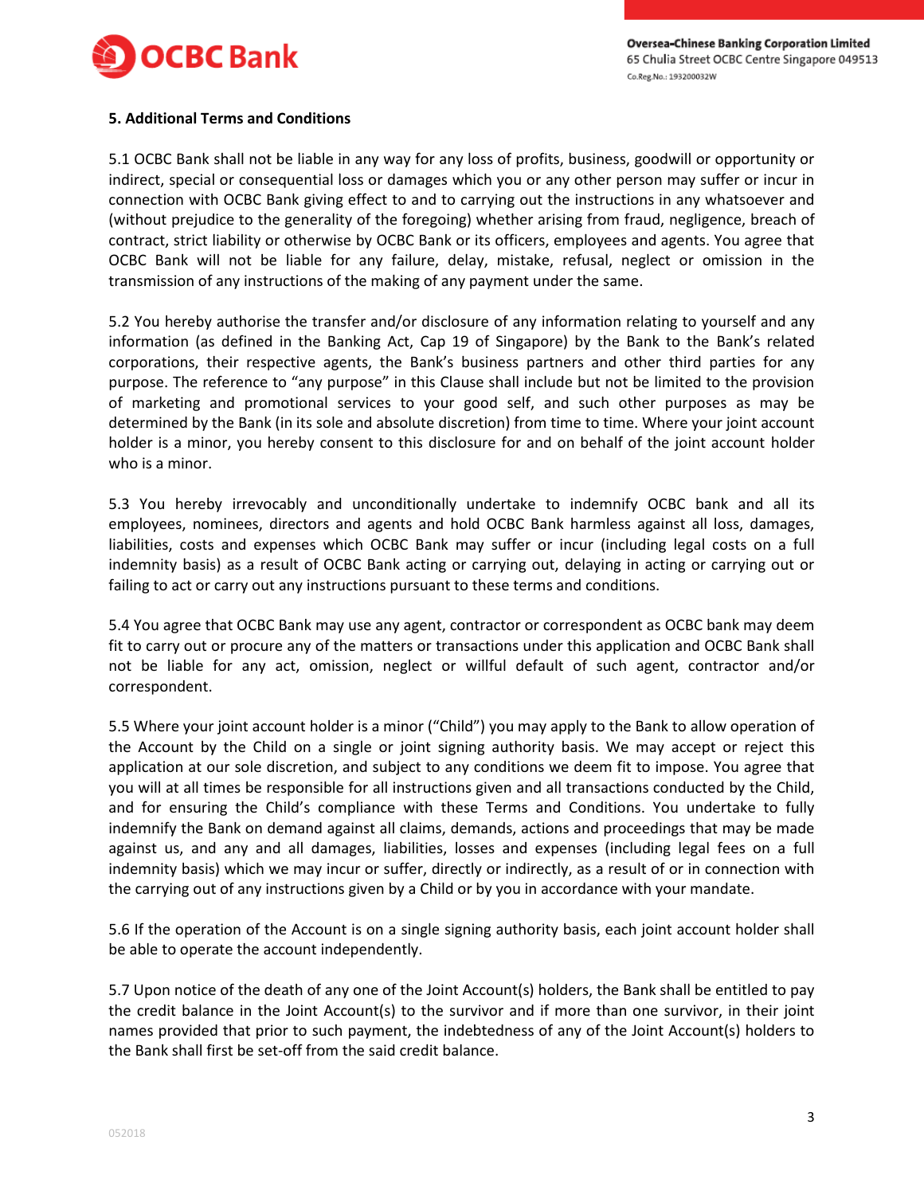**5. Additional Terms and Conditions**

5.1 OCBC Bank shall not be liable in any way for any loss of profits, business, goodwill or opportunity or indirect, special or consequential loss or damages which you or any other person may suffer or incur in connection with OCBC Bank giving effect to and to carrying out the instructions in any whatsoever and (without prejudice to the generality of the foregoing) whether arising from fraud, negligence, breach of contract, strict liability or otherwise by OCBC Bank or its officers, employees and agents. You agree that OCBC Bank will not be liable for any failure, delay, mistake, refusal, neglect or omission in the transmission of any instructions of the making of any payment under the same.

5.2 You hereby authorise the transfer and/or disclosure of any information relating to yourself and any information (as defined in the Banking Act, Cap 19 of Singapore) by the Bank to the Bank's related corporations, their respective agents, the Bank's business partners and other third parties for any purpose. The reference to "any purpose" in this Clause shall include but not be limited to the provision of marketing and promotional services to your good self, and such other purposes as may be determined by the Bank (in its sole and absolute discretion) from time to time. Where your joint account holder is a minor, you hereby consent to this disclosure for and on behalf of the joint account holder who is a minor.

5.3 You hereby irrevocably and unconditionally undertake to indemnify OCBC bank and all its employees, nominees, directors and agents and hold OCBC Bank harmless against all loss, damages, liabilities, costs and expenses which OCBC Bank may suffer or incur (including legal costs on a full indemnity basis) as a result of OCBC Bank acting or carrying out, delaying in acting or carrying out or failing to act or carry out any instructions pursuant to these terms and conditions.

5.4 You agree that OCBC Bank may use any agent, contractor or correspondent as OCBC bank may deem fit to carry out or procure any of the matters or transactions under this application and OCBC Bank shall not be liable for any act, omission, neglect or willful default of such agent, contractor and/or correspondent.

5.5 Where your joint account holder is a minor ("Child") you may apply to the Bank to allow operation of the Account by the Child on a single or joint signing authority basis. We may accept or reject this application at our sole discretion, and subject to any conditions we deem fit to impose. You agree that you will at all times be responsible for all instructions given and all transactions conducted by the Child, and for ensuring the Child's compliance with these Terms and Conditions. You undertake to fully indemnify the Bank on demand against all claims, demands, actions and proceedings that may be made against us, and any and all damages, liabilities, losses and expenses (including legal fees on a full indemnity basis) which we may incur or suffer, directly or indirectly, as a result of or in connection with the carrying out of any instructions given by a Child or by you in accordance with your mandate.

5.6 If the operation of the Account is on a single signing authority basis, each joint account holder shall be able to operate the account independently.

5.7 Upon notice of the death of any one of the Joint Account(s) holders, the Bank shall be entitled to pay the credit balance in the Joint Account(s) to the survivor and if more than one survivor, in their joint names provided that prior to such payment, the indebtedness of any of the Joint Account(s) holders to the Bank shall first be set-off from the said credit balance.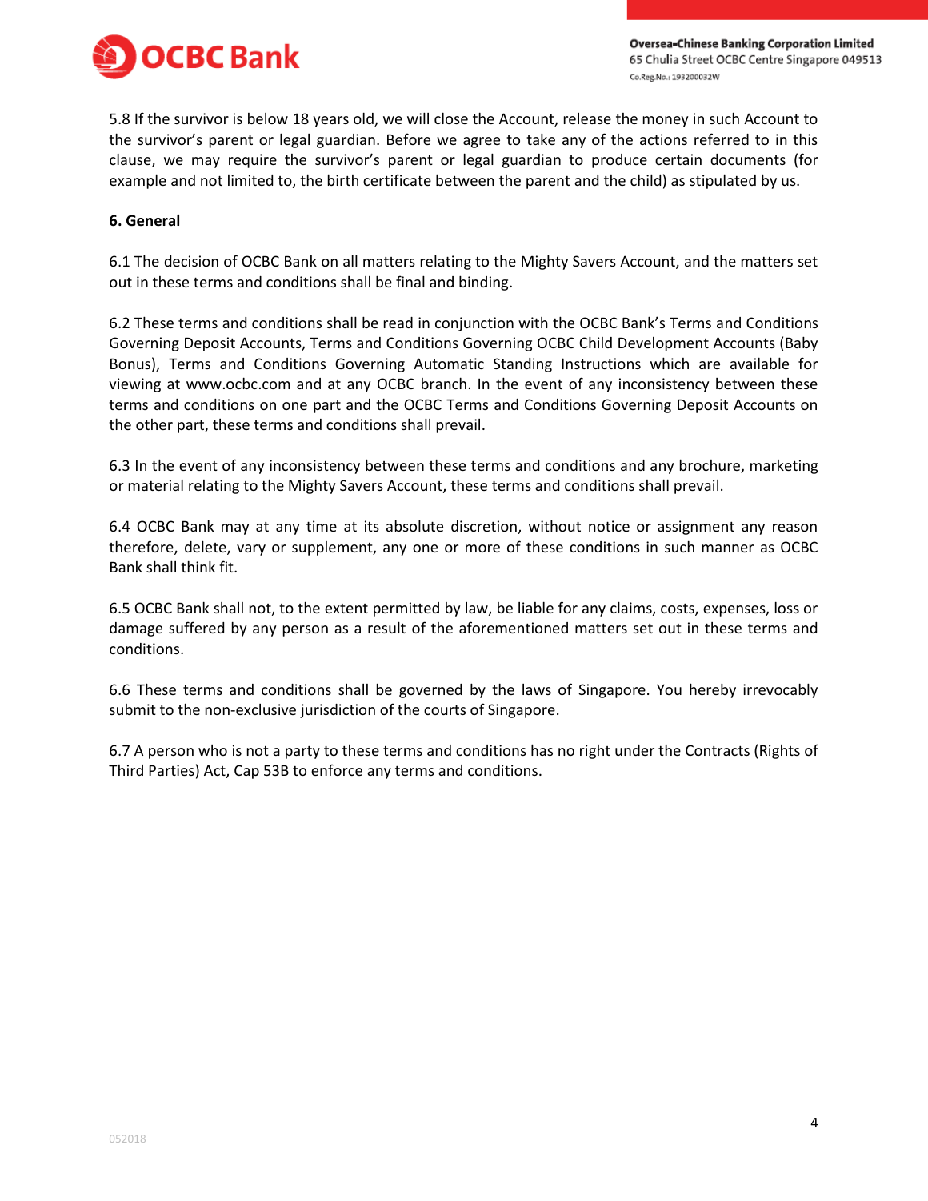5.8 If the survivor is below 18 years old, we will close the Account, release the money in such Account to the survivor's parent or legal guardian. Before we agree to take any of the actions referred to in this clause, we may require the survivor's parent or legal guardian to produce certain documents (for example and not limited to, the birth certificate between the parent and the child) as stipulated by us.

**6. General**

6.1 The decision of OCBC Bank on all matters relating to the Mighty Savers Account, and the matters set out in these terms and conditions shall be final and binding.

6.2 These terms and conditions shall be read in conjunction with the OCBC Bank's Terms and Conditions Governing Deposit Accounts, Terms and Conditions Governing OCBC Child Development Accounts (Baby Bonus), Terms and Conditions Governing Automatic Standing Instructions which are available for viewing at www.ocbc.com and at any OCBC branch. In the event of any inconsistency between these terms and conditions on one part and the OCBC Terms and Conditions Governing Deposit Accounts on the other part, these terms and conditions shall prevail.

6.3 In the event of any inconsistency between these terms and conditions and any brochure, marketing or material relating to the Mighty Savers Account, these terms and conditions shall prevail.

6.4 OCBC Bank may at any time at its absolute discretion, without notice or assignment any reason therefore, delete, vary or supplement, any one or more of these conditions in such manner as OCBC Bank shall think fit.

6.5 OCBC Bank shall not, to the extent permitted by law, be liable for any claims, costs, expenses, loss or damage suffered by any person as a result of the aforementioned matters set out in these terms and conditions.

6.6 These terms and conditions shall be governed by the laws of Singapore. You hereby irrevocably submit to the non-exclusive jurisdiction of the courts of Singapore.

6.7 A person who is not a party to these terms and conditions has no right under the Contracts (Rights of Third Parties) Act, Cap 53B to enforce any terms and conditions.